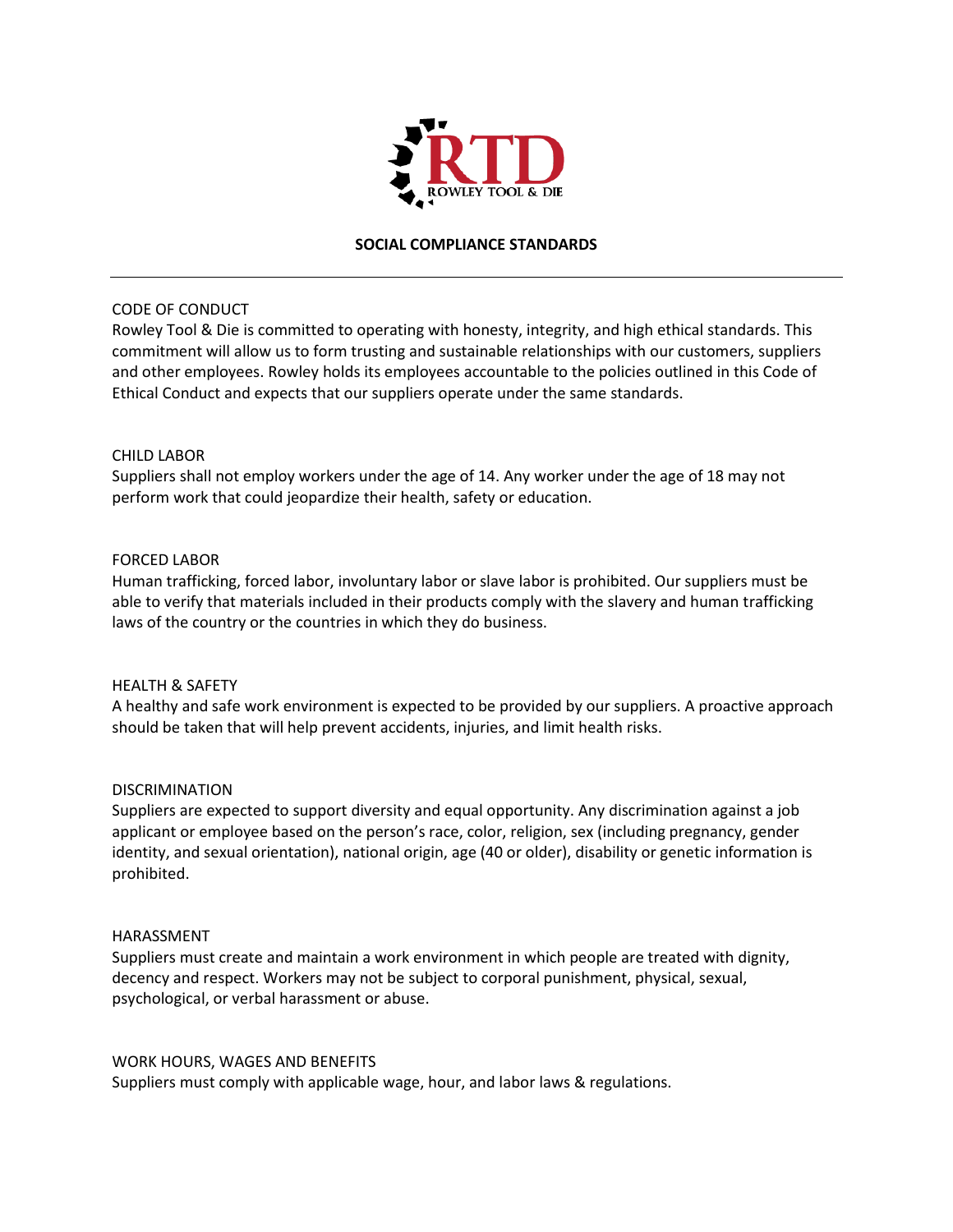RTD

ROWLEY TOOL & DIE

# SOCIAL COMPLIANCE STANDARDS

---

## CODE OF CONDUCT

Rowley Tool & Die is committed to operating with honesty, integrity, and high ethical standards. This commitment will allow us to form trusting and sustainable relationships with our customers, suppliers and other employees. Rowley holds its employees accountable to the policies outlined in this Code of Ethical Conduct and expects that our suppliers operate under the same standards.

## CHILD LABOR

Suppliers shall not employ workers under the age of 14. Any worker under the age of 18 may not perform work that could jeopardize their health, safety or education.

## FORCED LABOR

Human trafficking, forced labor, involuntary labor or slave labor is prohibited. Our suppliers must be able to verify that materials included in their products comply with the slavery and human trafficking laws of the country or the countries in which they do business.

## HEALTH & SAFETY

A healthy and safe work environment is expected to be provided by our suppliers. A proactive approach should be taken that will help prevent accidents, injuries, and limit health risks.

## DISCRIMINATION

Suppliers are expected to support diversity and equal opportunity. Any discrimination against a job applicant or employee based on the person's race, color, religion, sex (including pregnancy, gender identity, and sexual orientation), national origin, age (40 or older), disability or genetic information is prohibited.

## HARASSMENT

Suppliers must create and maintain a work environment in which people are treated with dignity, decency and respect. Workers may not be subject to corporal punishment, physical, sexual, psychological, or verbal harassment or abuse.

## WORK HOURS, WAGES AND BENEFITS

Suppliers must comply with applicable wage, hour, and labor laws & regulations.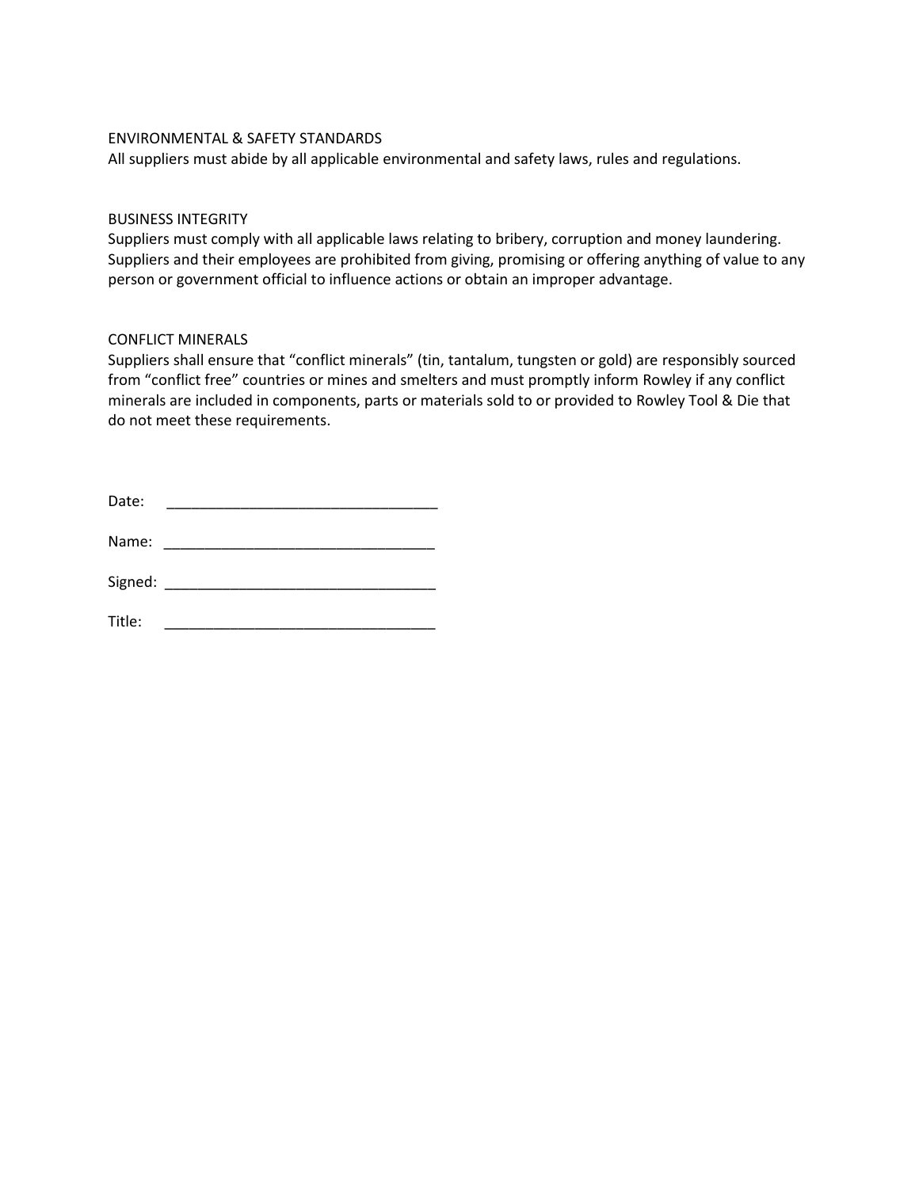## ENVIRONMENTAL & SAFETY STANDARDS

All suppliers must abide by all applicable environmental and safety laws, rules and regulations.

## BUSINESS INTEGRITY

Suppliers must comply with all applicable laws relating to bribery, corruption and money laundering. Suppliers and their employees are prohibited from giving, promising or offering anything of value to any person or government official to influence actions or obtain an improper advantage.

## CONFLICT MINERALS

Suppliers shall ensure that “conflict minerals” (tin, tantalum, tungsten or gold) are responsibly sourced from “conflict free” countries or mines and smelters and must promptly inform Rowley if any conflict minerals are included in components, parts or materials sold to or provided to Rowley Tool & Die that do not meet these requirements.

Date: _________________________________

Name: _________________________________

Signed: _________________________________

Title: _________________________________